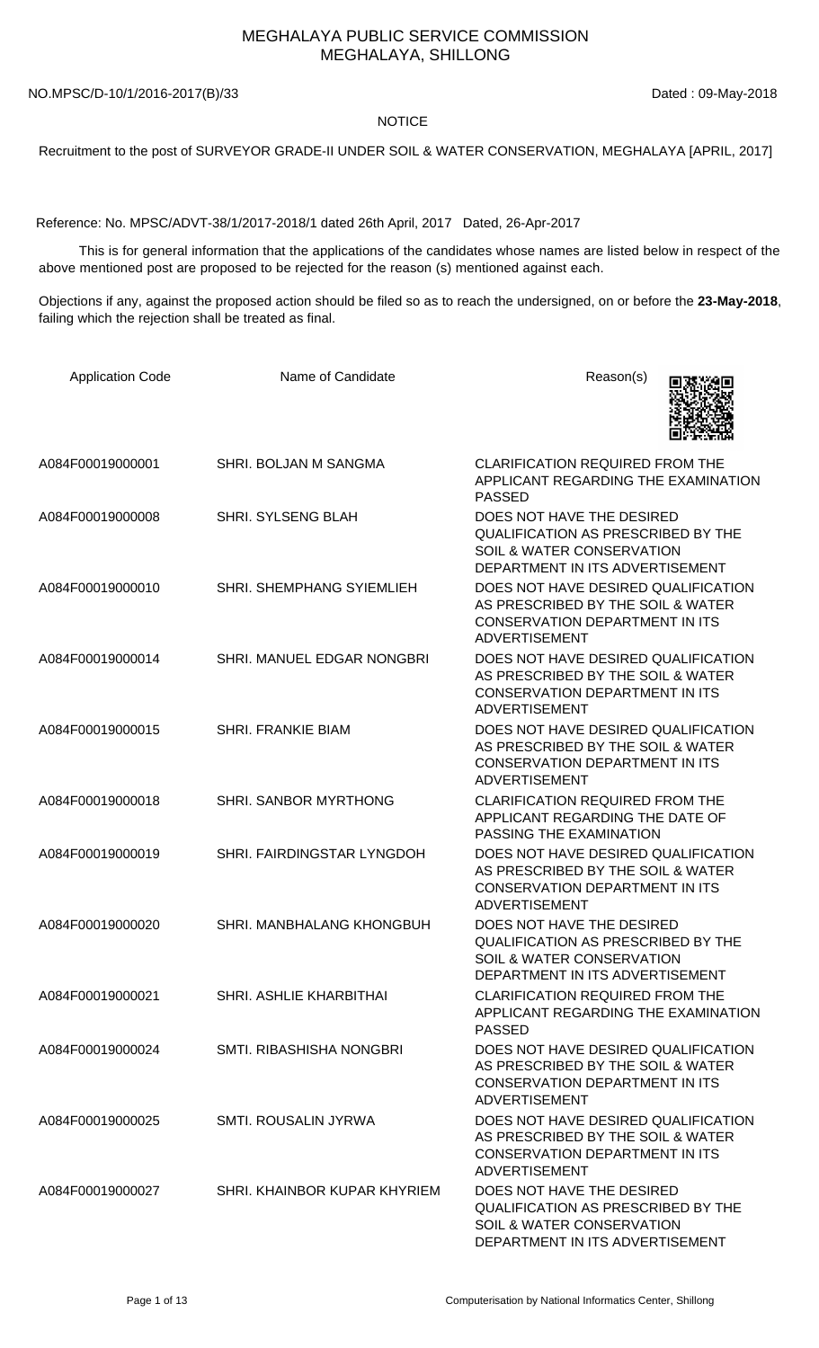# MEGHALAYA PUBLIC SERVICE COMMISSION
## MEGHALAYA, SHILLONG

NO.MPSC/D-10/1/2016-2017(B)/33 Dated : 09-May-2018

NOTICE

Recruitment to the post of SURVEYOR GRADE-II UNDER SOIL & WATER CONSERVATION, MEGHALAYA [APRIL, 2017]

Reference: No. MPSC/ADVT-38/1/2017-2018/1 dated 26th April, 2017 Dated, 26-Apr-2017

This is for general information that the applications of the candidates whose names are listed below in respect of the above mentioned post are proposed to be rejected for the reason (s) mentioned against each.

Objections if any, against the proposed action should be filed so as to reach the undersigned, on or before the **23-May-2018**, failing which the rejection shall be treated as final.

| Application Code | Name of Candidate | Reason(s) |
|---|---|---|
| A084F00019000001 | SHRI. BOLJAN M SANGMA | CLARIFICATION REQUIRED FROM THE APPLICANT REGARDING THE EXAMINATION PASSED |
| A084F00019000008 | SHRI. SYLSENG BLAH | DOES NOT HAVE THE DESIRED QUALIFICATION AS PRESCRIBED BY THE SOIL & WATER CONSERVATION DEPARTMENT IN ITS ADVERTISEMENT |
| A084F00019000010 | SHRI. SHEMPHANG SYIEMLIEH | DOES NOT HAVE DESIRED QUALIFICATION AS PRESCRIBED BY THE SOIL & WATER CONSERVATION DEPARTMENT IN ITS ADVERTISEMENT |
| A084F00019000014 | SHRI. MANUEL EDGAR NONGBRI | DOES NOT HAVE DESIRED QUALIFICATION AS PRESCRIBED BY THE SOIL & WATER CONSERVATION DEPARTMENT IN ITS ADVERTISEMENT |
| A084F00019000015 | SHRI. FRANKIE BIAM | DOES NOT HAVE DESIRED QUALIFICATION AS PRESCRIBED BY THE SOIL & WATER CONSERVATION DEPARTMENT IN ITS ADVERTISEMENT |
| A084F00019000018 | SHRI. SANBOR MYRTHONG | CLARIFICATION REQUIRED FROM THE APPLICANT REGARDING THE DATE OF PASSING THE EXAMINATION |
| A084F00019000019 | SHRI. FAIRDINGSTAR LYNGDOH | DOES NOT HAVE DESIRED QUALIFICATION AS PRESCRIBED BY THE SOIL & WATER CONSERVATION DEPARTMENT IN ITS ADVERTISEMENT |
| A084F00019000020 | SHRI. MANBHALANG KHONGBUH | DOES NOT HAVE THE DESIRED QUALIFICATION AS PRESCRIBED BY THE SOIL & WATER CONSERVATION DEPARTMENT IN ITS ADVERTISEMENT |
| A084F00019000021 | SHRI. ASHLIE KHARBITHAI | CLARIFICATION REQUIRED FROM THE APPLICANT REGARDING THE EXAMINATION PASSED |
| A084F00019000024 | SMTI. RIBASHISHA NONGBRI | DOES NOT HAVE DESIRED QUALIFICATION AS PRESCRIBED BY THE SOIL & WATER CONSERVATION DEPARTMENT IN ITS ADVERTISEMENT |
| A084F00019000025 | SMTI. ROUSALIN JYRWA | DOES NOT HAVE DESIRED QUALIFICATION AS PRESCRIBED BY THE SOIL & WATER CONSERVATION DEPARTMENT IN ITS ADVERTISEMENT |
| A084F00019000027 | SHRI. KHAINBOR KUPAR KHYRIEM | DOES NOT HAVE THE DESIRED QUALIFICATION AS PRESCRIBED BY THE SOIL & WATER CONSERVATION DEPARTMENT IN ITS ADVERTISEMENT |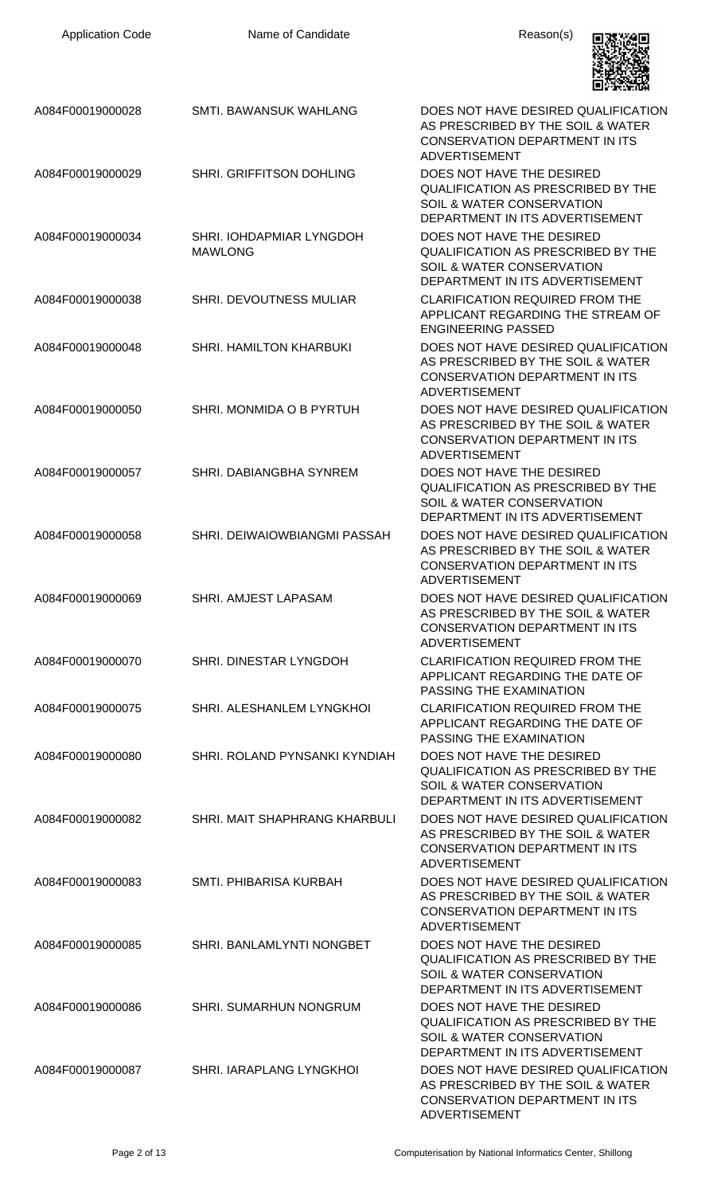| Application Code | Name of Candidate | Reason(s) |
| --- | --- | --- |
| A084F00019000028 | SMTI. BAWANSUK WAHLANG | DOES NOT HAVE DESIRED QUALIFICATION AS PRESCRIBED BY THE SOIL & WATER CONSERVATION DEPARTMENT IN ITS ADVERTISEMENT |
| A084F00019000029 | SHRI. GRIFFITSON DOHLING | DOES NOT HAVE THE DESIRED QUALIFICATION AS PRESCRIBED BY THE SOIL & WATER CONSERVATION DEPARTMENT IN ITS ADVERTISEMENT |
| A084F00019000034 | SHRI. IOHDAPMIAR LYNGDOH MAWLONG | DOES NOT HAVE THE DESIRED QUALIFICATION AS PRESCRIBED BY THE SOIL & WATER CONSERVATION DEPARTMENT IN ITS ADVERTISEMENT |
| A084F00019000038 | SHRI. DEVOUTNESS MULIAR | CLARIFICATION REQUIRED FROM THE APPLICANT REGARDING THE STREAM OF ENGINEERING PASSED |
| A084F00019000048 | SHRI. HAMILTON KHARBUKI | DOES NOT HAVE DESIRED QUALIFICATION AS PRESCRIBED BY THE SOIL & WATER CONSERVATION DEPARTMENT IN ITS ADVERTISEMENT |
| A084F00019000050 | SHRI. MONMIDA O B PYRTUH | DOES NOT HAVE DESIRED QUALIFICATION AS PRESCRIBED BY THE SOIL & WATER CONSERVATION DEPARTMENT IN ITS ADVERTISEMENT |
| A084F00019000057 | SHRI. DABIANGBHA SYNREM | DOES NOT HAVE THE DESIRED QUALIFICATION AS PRESCRIBED BY THE SOIL & WATER CONSERVATION DEPARTMENT IN ITS ADVERTISEMENT |
| A084F00019000058 | SHRI. DEIWAIOWBIANGMI PASSAH | DOES NOT HAVE DESIRED QUALIFICATION AS PRESCRIBED BY THE SOIL & WATER CONSERVATION DEPARTMENT IN ITS ADVERTISEMENT |
| A084F00019000069 | SHRI. AMJEST LAPASAM | DOES NOT HAVE DESIRED QUALIFICATION AS PRESCRIBED BY THE SOIL & WATER CONSERVATION DEPARTMENT IN ITS ADVERTISEMENT |
| A084F00019000070 | SHRI. DINESTAR LYNGDOH | CLARIFICATION REQUIRED FROM THE APPLICANT REGARDING THE DATE OF PASSING THE EXAMINATION |
| A084F00019000075 | SHRI. ALESHANLEM LYNGKHOI | CLARIFICATION REQUIRED FROM THE APPLICANT REGARDING THE DATE OF PASSING THE EXAMINATION |
| A084F00019000080 | SHRI. ROLAND PYNSANKI KYNDIAH | DOES NOT HAVE THE DESIRED QUALIFICATION AS PRESCRIBED BY THE SOIL & WATER CONSERVATION DEPARTMENT IN ITS ADVERTISEMENT |
| A084F00019000082 | SHRI. MAIT SHAPHRANG KHARBULI | DOES NOT HAVE DESIRED QUALIFICATION AS PRESCRIBED BY THE SOIL & WATER CONSERVATION DEPARTMENT IN ITS ADVERTISEMENT |
| A084F00019000083 | SMTI. PHIBARISA KURBAH | DOES NOT HAVE DESIRED QUALIFICATION AS PRESCRIBED BY THE SOIL & WATER CONSERVATION DEPARTMENT IN ITS ADVERTISEMENT |
| A084F00019000085 | SHRI. BANLAMLYNTI NONGBET | DOES NOT HAVE THE DESIRED QUALIFICATION AS PRESCRIBED BY THE SOIL & WATER CONSERVATION DEPARTMENT IN ITS ADVERTISEMENT |
| A084F00019000086 | SHRI. SUMARHUN NONGRUM | DOES NOT HAVE THE DESIRED QUALIFICATION AS PRESCRIBED BY THE SOIL & WATER CONSERVATION DEPARTMENT IN ITS ADVERTISEMENT |
| A084F00019000087 | SHRI. IARAPLANG LYNGKHOI | DOES NOT HAVE DESIRED QUALIFICATION AS PRESCRIBED BY THE SOIL & WATER CONSERVATION DEPARTMENT IN ITS ADVERTISEMENT |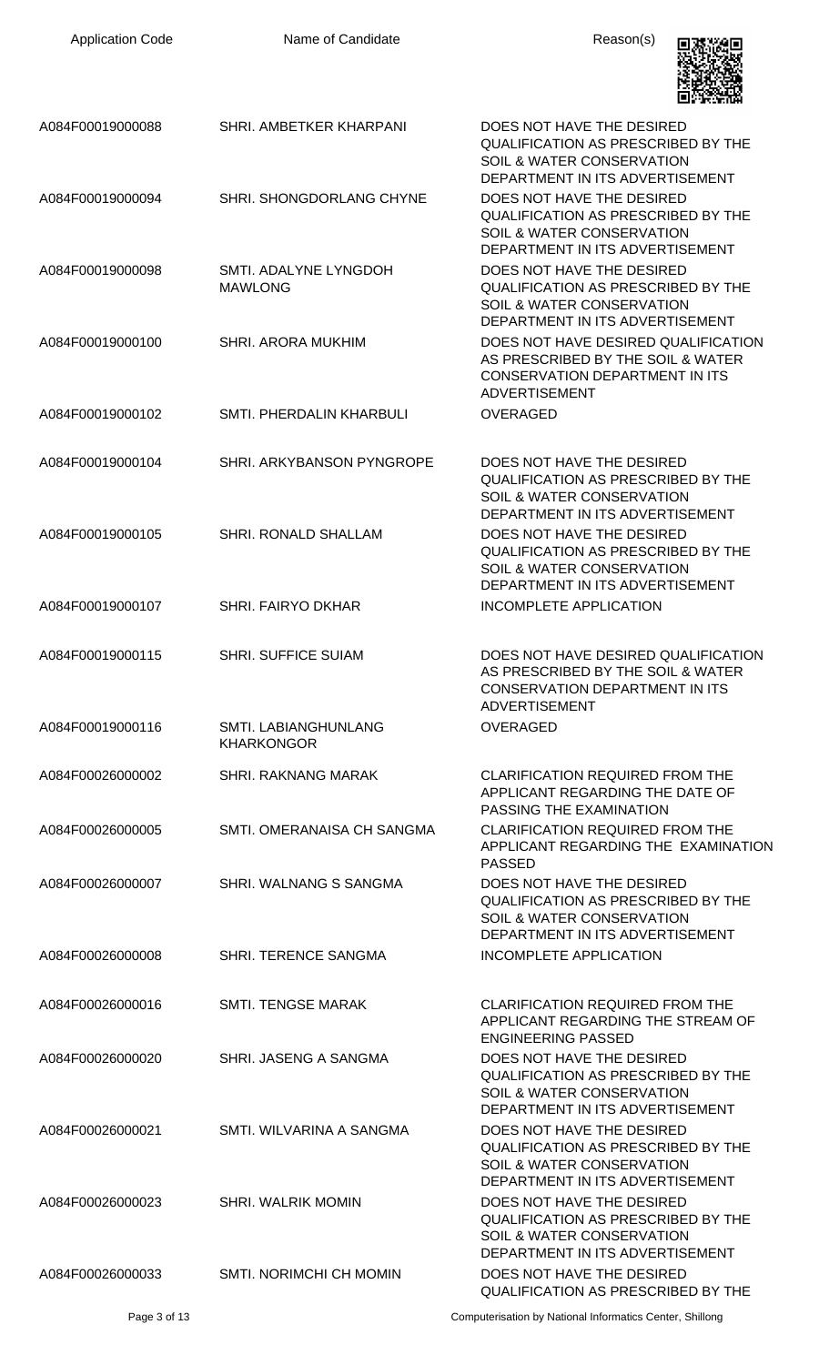| Application Code | Name of Candidate | Reason(s) |
|---|---|---|
| A084F00019000088 | SHRI. AMBETKER KHARPANI | DOES NOT HAVE THE DESIRED QUALIFICATION AS PRESCRIBED BY THE SOIL & WATER CONSERVATION DEPARTMENT IN ITS ADVERTISEMENT |
| A084F00019000094 | SHRI. SHONGDORLANG CHYNE | DOES NOT HAVE THE DESIRED QUALIFICATION AS PRESCRIBED BY THE SOIL & WATER CONSERVATION DEPARTMENT IN ITS ADVERTISEMENT |
| A084F00019000098 | SMTI. ADALYNE LYNGDOH MAWLONG | DOES NOT HAVE THE DESIRED QUALIFICATION AS PRESCRIBED BY THE SOIL & WATER CONSERVATION DEPARTMENT IN ITS ADVERTISEMENT |
| A084F00019000100 | SHRI. ARORA MUKHIM | DOES NOT HAVE DESIRED QUALIFICATION AS PRESCRIBED BY THE SOIL & WATER CONSERVATION DEPARTMENT IN ITS ADVERTISEMENT |
| A084F00019000102 | SMTI. PHERDALIN KHARBULI | OVERAGED |
| A084F00019000104 | SHRI. ARKYBANSON PYNGROPE | DOES NOT HAVE THE DESIRED QUALIFICATION AS PRESCRIBED BY THE SOIL & WATER CONSERVATION DEPARTMENT IN ITS ADVERTISEMENT |
| A084F00019000105 | SHRI. RONALD SHALLAM | DOES NOT HAVE THE DESIRED QUALIFICATION AS PRESCRIBED BY THE SOIL & WATER CONSERVATION DEPARTMENT IN ITS ADVERTISEMENT |
| A084F00019000107 | SHRI. FAIRYO DKHAR | INCOMPLETE APPLICATION |
| A084F00019000115 | SHRI. SUFFICE SUIAM | DOES NOT HAVE DESIRED QUALIFICATION AS PRESCRIBED BY THE SOIL & WATER CONSERVATION DEPARTMENT IN ITS ADVERTISEMENT |
| A084F00019000116 | SMTI. LABIANGHUNLANG KHARKONGOR | OVERAGED |
| A084F00026000002 | SHRI. RAKNANG MARAK | CLARIFICATION REQUIRED FROM THE APPLICANT REGARDING THE DATE OF PASSING THE EXAMINATION |
| A084F00026000005 | SMTI. OMERANAISA CH SANGMA | CLARIFICATION REQUIRED FROM THE APPLICANT REGARDING THE EXAMINATION PASSED |
| A084F00026000007 | SHRI. WALNANG S SANGMA | DOES NOT HAVE THE DESIRED QUALIFICATION AS PRESCRIBED BY THE SOIL & WATER CONSERVATION DEPARTMENT IN ITS ADVERTISEMENT |
| A084F00026000008 | SHRI. TERENCE SANGMA | INCOMPLETE APPLICATION |
| A084F00026000016 | SMTI. TENGSE MARAK | CLARIFICATION REQUIRED FROM THE APPLICANT REGARDING THE STREAM OF ENGINEERING PASSED |
| A084F00026000020 | SHRI. JASENG A SANGMA | DOES NOT HAVE THE DESIRED QUALIFICATION AS PRESCRIBED BY THE SOIL & WATER CONSERVATION DEPARTMENT IN ITS ADVERTISEMENT |
| A084F00026000021 | SMTI. WILVARINA A SANGMA | DOES NOT HAVE THE DESIRED QUALIFICATION AS PRESCRIBED BY THE SOIL & WATER CONSERVATION DEPARTMENT IN ITS ADVERTISEMENT |
| A084F00026000023 | SHRI. WALRIK MOMIN | DOES NOT HAVE THE DESIRED QUALIFICATION AS PRESCRIBED BY THE SOIL & WATER CONSERVATION DEPARTMENT IN ITS ADVERTISEMENT |
| A084F00026000033 | SMTI. NORIMCHI CH MOMIN | DOES NOT HAVE THE DESIRED QUALIFICATION AS PRESCRIBED BY THE |

Computerisation by National Informatics Center, Shillong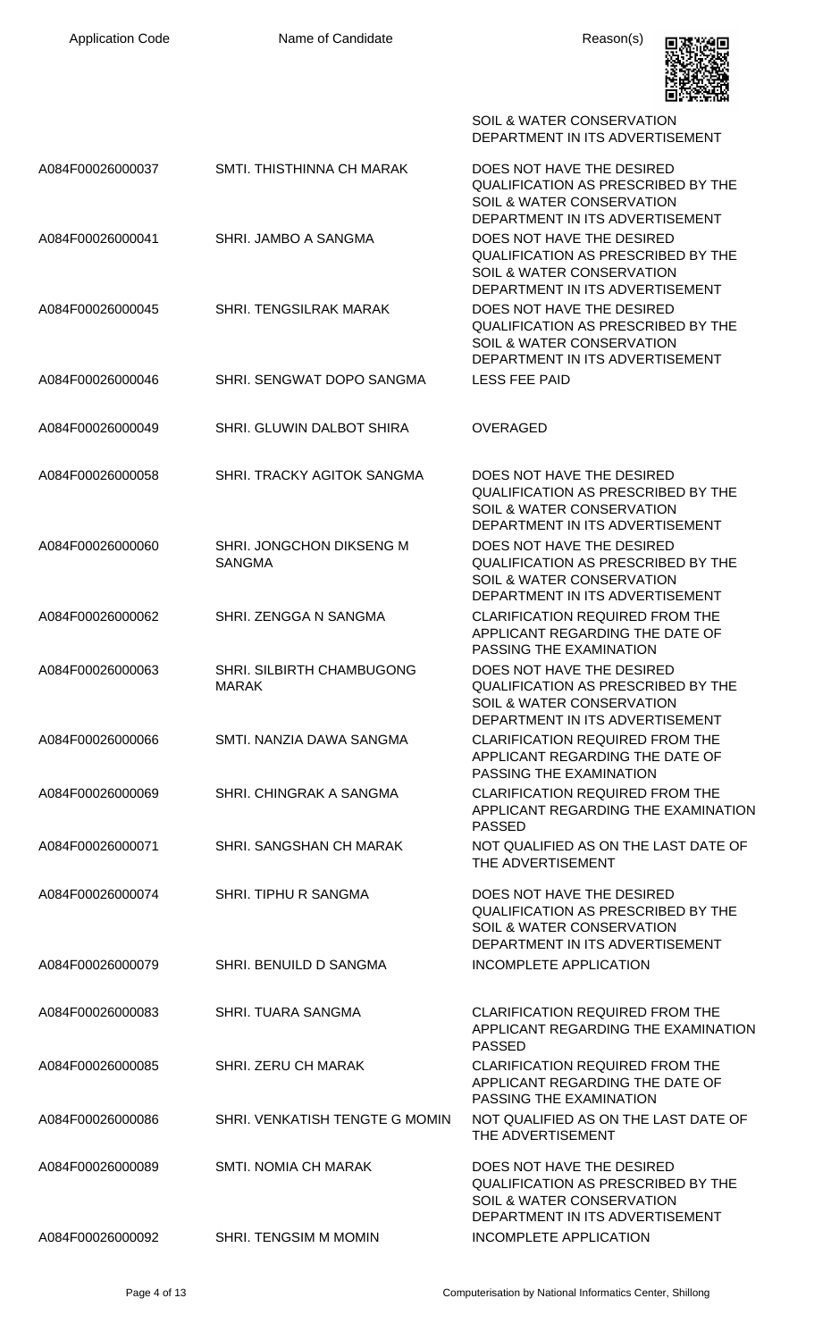| Application Code | Name of Candidate | Reason(s) |
|---|---|---|
| | | SOIL & WATER CONSERVATION DEPARTMENT IN ITS ADVERTISEMENT |
| A084F00026000037 | SMTI. THISTHINNA CH MARAK | DOES NOT HAVE THE DESIRED QUALIFICATION AS PRESCRIBED BY THE SOIL & WATER CONSERVATION DEPARTMENT IN ITS ADVERTISEMENT |
| A084F00026000041 | SHRI. JAMBO A SANGMA | DOES NOT HAVE THE DESIRED QUALIFICATION AS PRESCRIBED BY THE SOIL & WATER CONSERVATION DEPARTMENT IN ITS ADVERTISEMENT |
| A084F00026000045 | SHRI. TENGSILRAK MARAK | DOES NOT HAVE THE DESIRED QUALIFICATION AS PRESCRIBED BY THE SOIL & WATER CONSERVATION DEPARTMENT IN ITS ADVERTISEMENT |
| A084F00026000046 | SHRI. SENGWAT DOPO SANGMA | LESS FEE PAID |
| A084F00026000049 | SHRI. GLUWIN DALBOT SHIRA | OVERAGED |
| A084F00026000058 | SHRI. TRACKY AGITOK SANGMA | DOES NOT HAVE THE DESIRED QUALIFICATION AS PRESCRIBED BY THE SOIL & WATER CONSERVATION DEPARTMENT IN ITS ADVERTISEMENT |
| A084F00026000060 | SHRI. JONGCHON DIKSENG M SANGMA | DOES NOT HAVE THE DESIRED QUALIFICATION AS PRESCRIBED BY THE SOIL & WATER CONSERVATION DEPARTMENT IN ITS ADVERTISEMENT |
| A084F00026000062 | SHRI. ZENGGA N SANGMA | CLARIFICATION REQUIRED FROM THE APPLICANT REGARDING THE DATE OF PASSING THE EXAMINATION |
| A084F00026000063 | SHRI. SILBIRTH CHAMBUGONG MARAK | DOES NOT HAVE THE DESIRED QUALIFICATION AS PRESCRIBED BY THE SOIL & WATER CONSERVATION DEPARTMENT IN ITS ADVERTISEMENT |
| A084F00026000066 | SMTI. NANZIA DAWA SANGMA | CLARIFICATION REQUIRED FROM THE APPLICANT REGARDING THE DATE OF PASSING THE EXAMINATION |
| A084F00026000069 | SHRI. CHINGRAK A SANGMA | CLARIFICATION REQUIRED FROM THE APPLICANT REGARDING THE EXAMINATION PASSED |
| A084F00026000071 | SHRI. SANGSHAN CH MARAK | NOT QUALIFIED AS ON THE LAST DATE OF THE ADVERTISEMENT |
| A084F00026000074 | SHRI. TIPHU R SANGMA | DOES NOT HAVE THE DESIRED QUALIFICATION AS PRESCRIBED BY THE SOIL & WATER CONSERVATION DEPARTMENT IN ITS ADVERTISEMENT |
| A084F00026000079 | SHRI. BENUILD D SANGMA | INCOMPLETE APPLICATION |
| A084F00026000083 | SHRI. TUARA SANGMA | CLARIFICATION REQUIRED FROM THE APPLICANT REGARDING THE EXAMINATION PASSED |
| A084F00026000085 | SHRI. ZERU CH MARAK | CLARIFICATION REQUIRED FROM THE APPLICANT REGARDING THE DATE OF PASSING THE EXAMINATION |
| A084F00026000086 | SHRI. VENKATISH TENGTE G MOMIN | NOT QUALIFIED AS ON THE LAST DATE OF THE ADVERTISEMENT |
| A084F00026000089 | SMTI. NOMIA CH MARAK | DOES NOT HAVE THE DESIRED QUALIFICATION AS PRESCRIBED BY THE SOIL & WATER CONSERVATION DEPARTMENT IN ITS ADVERTISEMENT |
| A084F00026000092 | SHRI. TENGSIM M MOMIN | INCOMPLETE APPLICATION |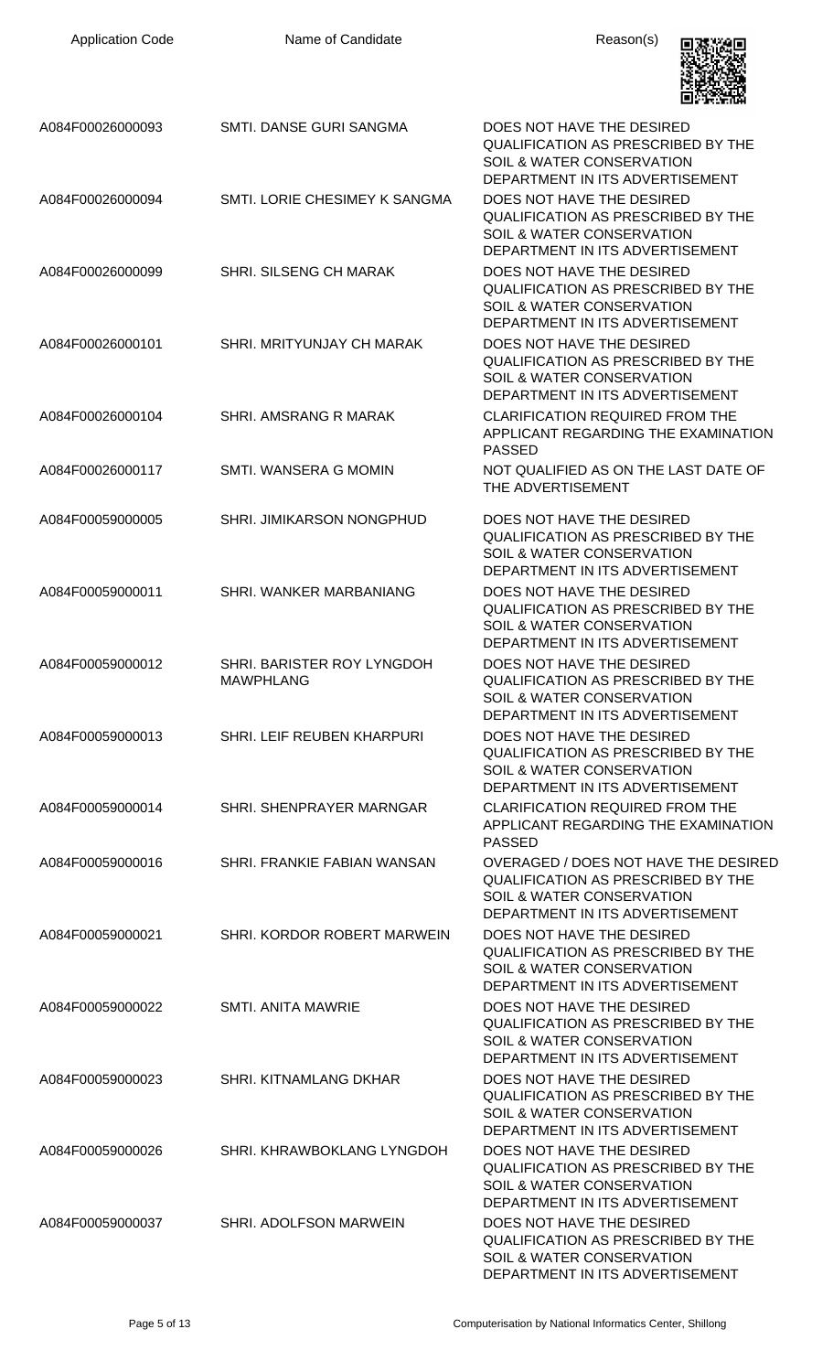| Application Code | Name of Candidate | Reason(s) |
| --- | --- | --- |
| A084F00026000093 | SMTI. DANSE GURI SANGMA | DOES NOT HAVE THE DESIRED QUALIFICATION AS PRESCRIBED BY THE SOIL & WATER CONSERVATION DEPARTMENT IN ITS ADVERTISEMENT |
| A084F00026000094 | SMTI. LORIE CHESIMEY K SANGMA | DOES NOT HAVE THE DESIRED QUALIFICATION AS PRESCRIBED BY THE SOIL & WATER CONSERVATION DEPARTMENT IN ITS ADVERTISEMENT |
| A084F00026000099 | SHRI. SILSENG CH MARAK | DOES NOT HAVE THE DESIRED QUALIFICATION AS PRESCRIBED BY THE SOIL & WATER CONSERVATION DEPARTMENT IN ITS ADVERTISEMENT |
| A084F00026000101 | SHRI. MRITYUNJAY CH MARAK | DOES NOT HAVE THE DESIRED QUALIFICATION AS PRESCRIBED BY THE SOIL & WATER CONSERVATION DEPARTMENT IN ITS ADVERTISEMENT |
| A084F00026000104 | SHRI. AMSRANG R MARAK | CLARIFICATION REQUIRED FROM THE APPLICANT REGARDING THE EXAMINATION PASSED |
| A084F00026000117 | SMTI. WANSERA G MOMIN | NOT QUALIFIED AS ON THE LAST DATE OF THE ADVERTISEMENT |
| A084F00059000005 | SHRI. JIMIKARSON NONGPHUD | DOES NOT HAVE THE DESIRED QUALIFICATION AS PRESCRIBED BY THE SOIL & WATER CONSERVATION DEPARTMENT IN ITS ADVERTISEMENT |
| A084F00059000011 | SHRI. WANKER MARBANIANG | DOES NOT HAVE THE DESIRED QUALIFICATION AS PRESCRIBED BY THE SOIL & WATER CONSERVATION DEPARTMENT IN ITS ADVERTISEMENT |
| A084F00059000012 | SHRI. BARISTER ROY LYNGDOH MAWPHLANG | DOES NOT HAVE THE DESIRED QUALIFICATION AS PRESCRIBED BY THE SOIL & WATER CONSERVATION DEPARTMENT IN ITS ADVERTISEMENT |
| A084F00059000013 | SHRI. LEIF REUBEN KHARPURI | DOES NOT HAVE THE DESIRED QUALIFICATION AS PRESCRIBED BY THE SOIL & WATER CONSERVATION DEPARTMENT IN ITS ADVERTISEMENT |
| A084F00059000014 | SHRI. SHENPRAYER MARNGAR | CLARIFICATION REQUIRED FROM THE APPLICANT REGARDING THE EXAMINATION PASSED |
| A084F00059000016 | SHRI. FRANKIE FABIAN WANSAN | OVERAGED / DOES NOT HAVE THE DESIRED QUALIFICATION AS PRESCRIBED BY THE SOIL & WATER CONSERVATION DEPARTMENT IN ITS ADVERTISEMENT |
| A084F00059000021 | SHRI. KORDOR ROBERT MARWEIN | DOES NOT HAVE THE DESIRED QUALIFICATION AS PRESCRIBED BY THE SOIL & WATER CONSERVATION DEPARTMENT IN ITS ADVERTISEMENT |
| A084F00059000022 | SMTI. ANITA MAWRIE | DOES NOT HAVE THE DESIRED QUALIFICATION AS PRESCRIBED BY THE SOIL & WATER CONSERVATION DEPARTMENT IN ITS ADVERTISEMENT |
| A084F00059000023 | SHRI. KITNAMLANG DKHAR | DOES NOT HAVE THE DESIRED QUALIFICATION AS PRESCRIBED BY THE SOIL & WATER CONSERVATION DEPARTMENT IN ITS ADVERTISEMENT |
| A084F00059000026 | SHRI. KHRAWBOKLANG LYNGDOH | DOES NOT HAVE THE DESIRED QUALIFICATION AS PRESCRIBED BY THE SOIL & WATER CONSERVATION DEPARTMENT IN ITS ADVERTISEMENT |
| A084F00059000037 | SHRI. ADOLFSON MARWEIN | DOES NOT HAVE THE DESIRED QUALIFICATION AS PRESCRIBED BY THE SOIL & WATER CONSERVATION DEPARTMENT IN ITS ADVERTISEMENT |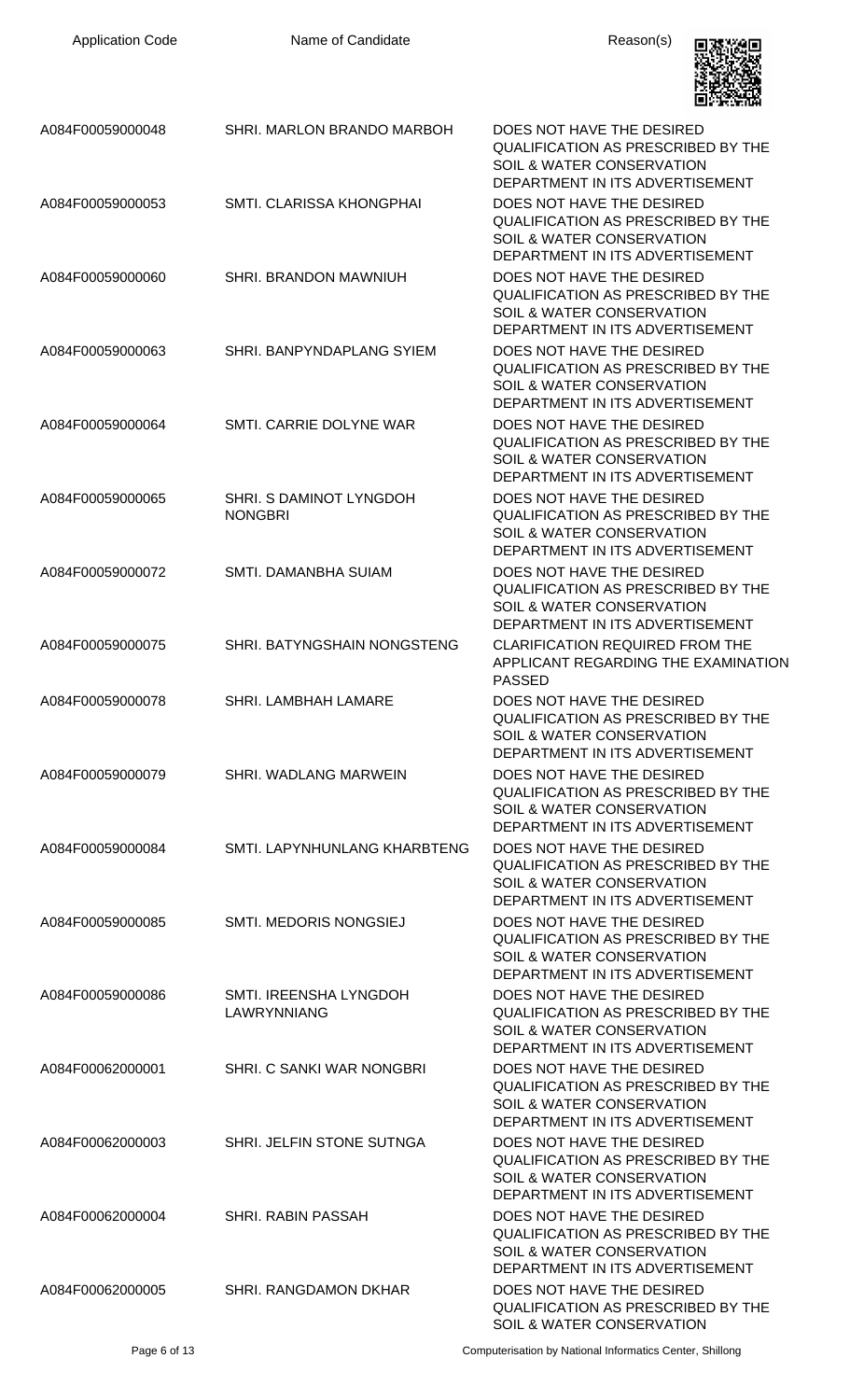| Application Code | Name of Candidate | Reason(s) |
|---|---|---|
| A084F00059000048 | SHRI. MARLON BRANDO MARBOH | DOES NOT HAVE THE DESIRED QUALIFICATION AS PRESCRIBED BY THE SOIL & WATER CONSERVATION DEPARTMENT IN ITS ADVERTISEMENT |
| A084F00059000053 | SMTI. CLARISSA KHONGPHAI | DOES NOT HAVE THE DESIRED QUALIFICATION AS PRESCRIBED BY THE SOIL & WATER CONSERVATION DEPARTMENT IN ITS ADVERTISEMENT |
| A084F00059000060 | SHRI. BRANDON MAWNIUH | DOES NOT HAVE THE DESIRED QUALIFICATION AS PRESCRIBED BY THE SOIL & WATER CONSERVATION DEPARTMENT IN ITS ADVERTISEMENT |
| A084F00059000063 | SHRI. BANPYNDAPLANG SYIEM | DOES NOT HAVE THE DESIRED QUALIFICATION AS PRESCRIBED BY THE SOIL & WATER CONSERVATION DEPARTMENT IN ITS ADVERTISEMENT |
| A084F00059000064 | SMTI. CARRIE DOLYNE WAR | DOES NOT HAVE THE DESIRED QUALIFICATION AS PRESCRIBED BY THE SOIL & WATER CONSERVATION DEPARTMENT IN ITS ADVERTISEMENT |
| A084F00059000065 | SHRI. S DAMINOT LYNGDOH NONGBRI | DOES NOT HAVE THE DESIRED QUALIFICATION AS PRESCRIBED BY THE SOIL & WATER CONSERVATION DEPARTMENT IN ITS ADVERTISEMENT |
| A084F00059000072 | SMTI. DAMANBHA SUIAM | DOES NOT HAVE THE DESIRED QUALIFICATION AS PRESCRIBED BY THE SOIL & WATER CONSERVATION DEPARTMENT IN ITS ADVERTISEMENT |
| A084F00059000075 | SHRI. BATYNGSHAIN NONGSTENG | CLARIFICATION REQUIRED FROM THE APPLICANT REGARDING THE EXAMINATION PASSED |
| A084F00059000078 | SHRI. LAMBHAH LAMARE | DOES NOT HAVE THE DESIRED QUALIFICATION AS PRESCRIBED BY THE SOIL & WATER CONSERVATION DEPARTMENT IN ITS ADVERTISEMENT |
| A084F00059000079 | SHRI. WADLANG MARWEIN | DOES NOT HAVE THE DESIRED QUALIFICATION AS PRESCRIBED BY THE SOIL & WATER CONSERVATION DEPARTMENT IN ITS ADVERTISEMENT |
| A084F00059000084 | SMTI. LAPYNHUNLANG KHARBTENG | DOES NOT HAVE THE DESIRED QUALIFICATION AS PRESCRIBED BY THE SOIL & WATER CONSERVATION DEPARTMENT IN ITS ADVERTISEMENT |
| A084F00059000085 | SMTI. MEDORIS NONGSIEJ | DOES NOT HAVE THE DESIRED QUALIFICATION AS PRESCRIBED BY THE SOIL & WATER CONSERVATION DEPARTMENT IN ITS ADVERTISEMENT |
| A084F00059000086 | SMTI. IREENSHA LYNGDOH LAWRYNNIANG | DOES NOT HAVE THE DESIRED QUALIFICATION AS PRESCRIBED BY THE SOIL & WATER CONSERVATION DEPARTMENT IN ITS ADVERTISEMENT |
| A084F00062000001 | SHRI. C SANKI WAR NONGBRI | DOES NOT HAVE THE DESIRED QUALIFICATION AS PRESCRIBED BY THE SOIL & WATER CONSERVATION DEPARTMENT IN ITS ADVERTISEMENT |
| A084F00062000003 | SHRI. JELFIN STONE SUTNGA | DOES NOT HAVE THE DESIRED QUALIFICATION AS PRESCRIBED BY THE SOIL & WATER CONSERVATION DEPARTMENT IN ITS ADVERTISEMENT |
| A084F00062000004 | SHRI. RABIN PASSAH | DOES NOT HAVE THE DESIRED QUALIFICATION AS PRESCRIBED BY THE SOIL & WATER CONSERVATION DEPARTMENT IN ITS ADVERTISEMENT |
| A084F00062000005 | SHRI. RANGDAMON DKHAR | DOES NOT HAVE THE DESIRED QUALIFICATION AS PRESCRIBED BY THE SOIL & WATER CONSERVATION |

Computerisation by National Informatics Center, Shillong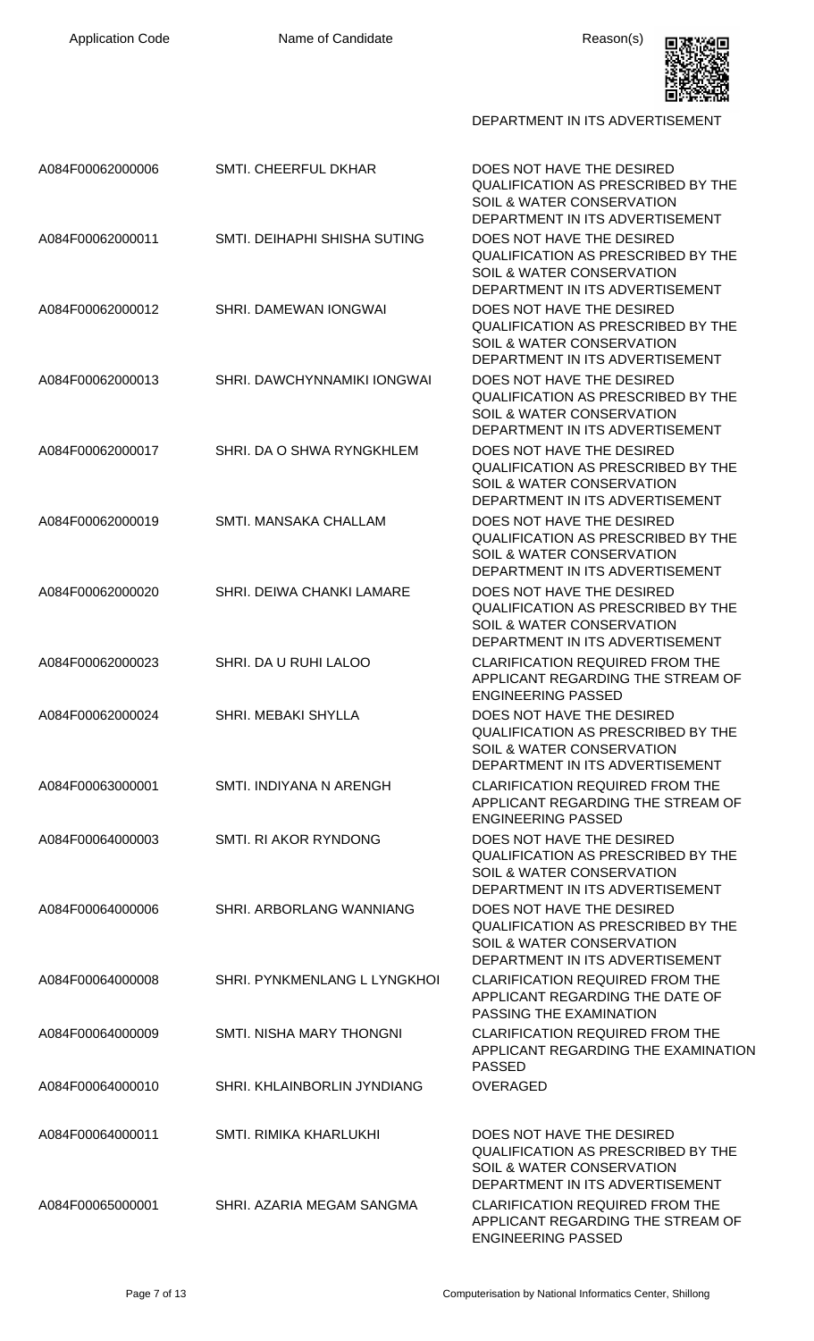| Application Code | Name of Candidate | Reason(s) |
| --- | --- | --- |
| | | DEPARTMENT IN ITS ADVERTISEMENT |
| A084F00062000006 | SMTI. CHEERFUL DKHAR | DOES NOT HAVE THE DESIRED QUALIFICATION AS PRESCRIBED BY THE SOIL & WATER CONSERVATION DEPARTMENT IN ITS ADVERTISEMENT |
| A084F00062000011 | SMTI. DEIHAPHI SHISHA SUTING | DOES NOT HAVE THE DESIRED QUALIFICATION AS PRESCRIBED BY THE SOIL & WATER CONSERVATION DEPARTMENT IN ITS ADVERTISEMENT |
| A084F00062000012 | SHRI. DAMEWAN IONGWAI | DOES NOT HAVE THE DESIRED QUALIFICATION AS PRESCRIBED BY THE SOIL & WATER CONSERVATION DEPARTMENT IN ITS ADVERTISEMENT |
| A084F00062000013 | SHRI. DAWCHYNNAMIKI IONGWAI | DOES NOT HAVE THE DESIRED QUALIFICATION AS PRESCRIBED BY THE SOIL & WATER CONSERVATION DEPARTMENT IN ITS ADVERTISEMENT |
| A084F00062000017 | SHRI. DA O SHWA RYNGKHLEM | DOES NOT HAVE THE DESIRED QUALIFICATION AS PRESCRIBED BY THE SOIL & WATER CONSERVATION DEPARTMENT IN ITS ADVERTISEMENT |
| A084F00062000019 | SMTI. MANSAKA CHALLAM | DOES NOT HAVE THE DESIRED QUALIFICATION AS PRESCRIBED BY THE SOIL & WATER CONSERVATION DEPARTMENT IN ITS ADVERTISEMENT |
| A084F00062000020 | SHRI. DEIWA CHANKI LAMARE | DOES NOT HAVE THE DESIRED QUALIFICATION AS PRESCRIBED BY THE SOIL & WATER CONSERVATION DEPARTMENT IN ITS ADVERTISEMENT |
| A084F00062000023 | SHRI. DA U RUHI LALOO | CLARIFICATION REQUIRED FROM THE APPLICANT REGARDING THE STREAM OF ENGINEERING PASSED |
| A084F00062000024 | SHRI. MEBAKI SHYLLA | DOES NOT HAVE THE DESIRED QUALIFICATION AS PRESCRIBED BY THE SOIL & WATER CONSERVATION DEPARTMENT IN ITS ADVERTISEMENT |
| A084F00063000001 | SMTI. INDIYANA N ARENGH | CLARIFICATION REQUIRED FROM THE APPLICANT REGARDING THE STREAM OF ENGINEERING PASSED |
| A084F00064000003 | SMTI. RI AKOR RYNDONG | DOES NOT HAVE THE DESIRED QUALIFICATION AS PRESCRIBED BY THE SOIL & WATER CONSERVATION DEPARTMENT IN ITS ADVERTISEMENT |
| A084F00064000006 | SHRI. ARBORLANG WANNIANG | DOES NOT HAVE THE DESIRED QUALIFICATION AS PRESCRIBED BY THE SOIL & WATER CONSERVATION DEPARTMENT IN ITS ADVERTISEMENT |
| A084F00064000008 | SHRI. PYNKMENLANG L LYNGKHOI | CLARIFICATION REQUIRED FROM THE APPLICANT REGARDING THE DATE OF PASSING THE EXAMINATION |
| A084F00064000009 | SMTI. NISHA MARY THONGNI | CLARIFICATION REQUIRED FROM THE APPLICANT REGARDING THE EXAMINATION PASSED |
| A084F00064000010 | SHRI. KHLAINBORLIN JYNDIANG | OVERAGED |
| A084F00064000011 | SMTI. RIMIKA KHARLUKHI | DOES NOT HAVE THE DESIRED QUALIFICATION AS PRESCRIBED BY THE SOIL & WATER CONSERVATION DEPARTMENT IN ITS ADVERTISEMENT |
| A084F00065000001 | SHRI. AZARIA MEGAM SANGMA | CLARIFICATION REQUIRED FROM THE APPLICANT REGARDING THE STREAM OF ENGINEERING PASSED |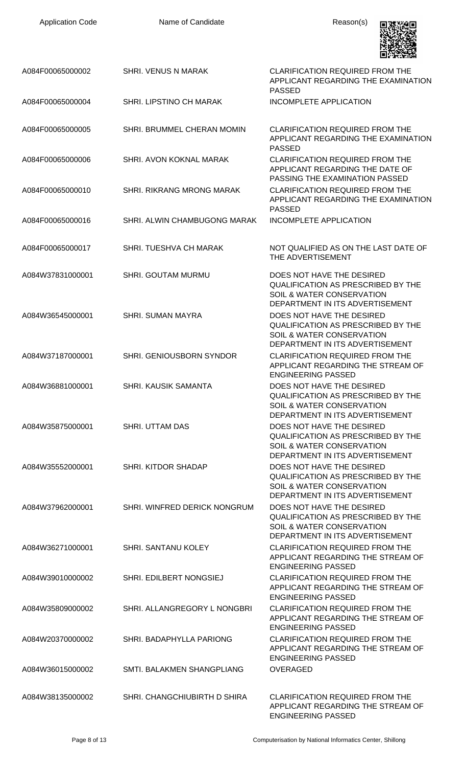| Application Code | Name of Candidate | Reason(s) |
| --- | --- | --- |
| A084F00065000002 | SHRI. VENUS N MARAK | CLARIFICATION REQUIRED FROM THE APPLICANT REGARDING THE EXAMINATION PASSED |
| A084F00065000004 | SHRI. LIPSTINO CH MARAK | INCOMPLETE APPLICATION |
| A084F00065000005 | SHRI. BRUMMEL CHERAN MOMIN | CLARIFICATION REQUIRED FROM THE APPLICANT REGARDING THE EXAMINATION PASSED |
| A084F00065000006 | SHRI. AVON KOKNAL MARAK | CLARIFICATION REQUIRED FROM THE APPLICANT REGARDING THE DATE OF PASSING THE EXAMINATION PASSED |
| A084F00065000010 | SHRI. RIKRANG MRONG MARAK | CLARIFICATION REQUIRED FROM THE APPLICANT REGARDING THE EXAMINATION PASSED |
| A084F00065000016 | SHRI. ALWIN CHAMBUGONG MARAK | INCOMPLETE APPLICATION |
| A084F00065000017 | SHRI. TUESHVA CH MARAK | NOT QUALIFIED AS ON THE LAST DATE OF THE ADVERTISEMENT |
| A084W37831000001 | SHRI. GOUTAM MURMU | DOES NOT HAVE THE DESIRED QUALIFICATION AS PRESCRIBED BY THE SOIL & WATER CONSERVATION DEPARTMENT IN ITS ADVERTISEMENT |
| A084W36545000001 | SHRI. SUMAN MAYRA | DOES NOT HAVE THE DESIRED QUALIFICATION AS PRESCRIBED BY THE SOIL & WATER CONSERVATION DEPARTMENT IN ITS ADVERTISEMENT |
| A084W37187000001 | SHRI. GENIOUSBORN SYNDOR | CLARIFICATION REQUIRED FROM THE APPLICANT REGARDING THE STREAM OF ENGINEERING PASSED |
| A084W36881000001 | SHRI. KAUSIK SAMANTA | DOES NOT HAVE THE DESIRED QUALIFICATION AS PRESCRIBED BY THE SOIL & WATER CONSERVATION DEPARTMENT IN ITS ADVERTISEMENT |
| A084W35875000001 | SHRI. UTTAM DAS | DOES NOT HAVE THE DESIRED QUALIFICATION AS PRESCRIBED BY THE SOIL & WATER CONSERVATION DEPARTMENT IN ITS ADVERTISEMENT |
| A084W35552000001 | SHRI. KITDOR SHADAP | DOES NOT HAVE THE DESIRED QUALIFICATION AS PRESCRIBED BY THE SOIL & WATER CONSERVATION DEPARTMENT IN ITS ADVERTISEMENT |
| A084W37962000001 | SHRI. WINFRED DERICK NONGRUM | DOES NOT HAVE THE DESIRED QUALIFICATION AS PRESCRIBED BY THE SOIL & WATER CONSERVATION DEPARTMENT IN ITS ADVERTISEMENT |
| A084W36271000001 | SHRI. SANTANU KOLEY | CLARIFICATION REQUIRED FROM THE APPLICANT REGARDING THE STREAM OF ENGINEERING PASSED |
| A084W39010000002 | SHRI. EDILBERT NONGSIEJ | CLARIFICATION REQUIRED FROM THE APPLICANT REGARDING THE STREAM OF ENGINEERING PASSED |
| A084W35809000002 | SHRI. ALLANGREGORY L NONGBRI | CLARIFICATION REQUIRED FROM THE APPLICANT REGARDING THE STREAM OF ENGINEERING PASSED |
| A084W20370000002 | SHRI. BADAPHYLLA PARIONG | CLARIFICATION REQUIRED FROM THE APPLICANT REGARDING THE STREAM OF ENGINEERING PASSED |
| A084W36015000002 | SMTI. BALAKMEN SHANGPLIANG | OVERAGED |
| A084W38135000002 | SHRI. CHANGCHIUBIRTH D SHIRA | CLARIFICATION REQUIRED FROM THE APPLICANT REGARDING THE STREAM OF ENGINEERING PASSED |

Computerisation by National Informatics Center, Shillong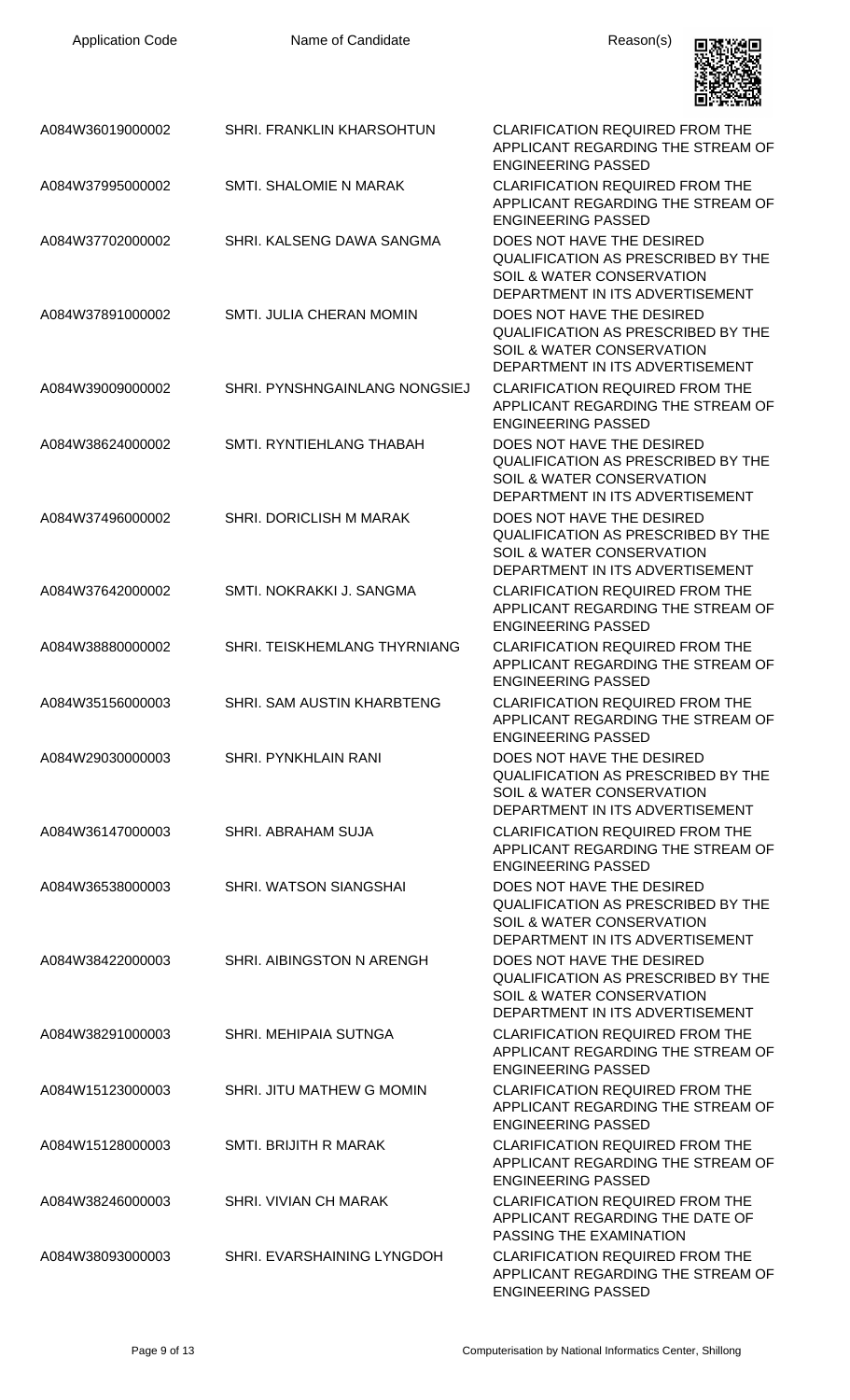| Application Code | Name of Candidate | Reason(s) |
| --- | --- | --- |
| A084W36019000002 | SHRI. FRANKLIN KHARSOHTUN | CLARIFICATION REQUIRED FROM THE APPLICANT REGARDING THE STREAM OF ENGINEERING PASSED |
| A084W37995000002 | SMTI. SHALOMIE N MARAK | CLARIFICATION REQUIRED FROM THE APPLICANT REGARDING THE STREAM OF ENGINEERING PASSED |
| A084W37702000002 | SHRI. KALSENG DAWA SANGMA | DOES NOT HAVE THE DESIRED QUALIFICATION AS PRESCRIBED BY THE SOIL & WATER CONSERVATION DEPARTMENT IN ITS ADVERTISEMENT |
| A084W37891000002 | SMTI. JULIA CHERAN MOMIN | DOES NOT HAVE THE DESIRED QUALIFICATION AS PRESCRIBED BY THE SOIL & WATER CONSERVATION DEPARTMENT IN ITS ADVERTISEMENT |
| A084W39009000002 | SHRI. PYNSHNGAINLANG NONGSIEJ | CLARIFICATION REQUIRED FROM THE APPLICANT REGARDING THE STREAM OF ENGINEERING PASSED |
| A084W38624000002 | SMTI. RYNTIEHLANG THABAH | DOES NOT HAVE THE DESIRED QUALIFICATION AS PRESCRIBED BY THE SOIL & WATER CONSERVATION DEPARTMENT IN ITS ADVERTISEMENT |
| A084W37496000002 | SHRI. DORICLISH M MARAK | DOES NOT HAVE THE DESIRED QUALIFICATION AS PRESCRIBED BY THE SOIL & WATER CONSERVATION DEPARTMENT IN ITS ADVERTISEMENT |
| A084W37642000002 | SMTI. NOKRAKKI J. SANGMA | CLARIFICATION REQUIRED FROM THE APPLICANT REGARDING THE STREAM OF ENGINEERING PASSED |
| A084W38880000002 | SHRI. TEISKHEMLANG THYRNIANG | CLARIFICATION REQUIRED FROM THE APPLICANT REGARDING THE STREAM OF ENGINEERING PASSED |
| A084W35156000003 | SHRI. SAM AUSTIN KHARBTENG | CLARIFICATION REQUIRED FROM THE APPLICANT REGARDING THE STREAM OF ENGINEERING PASSED |
| A084W29030000003 | SHRI. PYNKHLAIN RANI | DOES NOT HAVE THE DESIRED QUALIFICATION AS PRESCRIBED BY THE SOIL & WATER CONSERVATION DEPARTMENT IN ITS ADVERTISEMENT |
| A084W36147000003 | SHRI. ABRAHAM SUJA | CLARIFICATION REQUIRED FROM THE APPLICANT REGARDING THE STREAM OF ENGINEERING PASSED |
| A084W36538000003 | SHRI. WATSON SIANGSHAI | DOES NOT HAVE THE DESIRED QUALIFICATION AS PRESCRIBED BY THE SOIL & WATER CONSERVATION DEPARTMENT IN ITS ADVERTISEMENT |
| A084W38422000003 | SHRI. AIBINGSTON N ARENGH | DOES NOT HAVE THE DESIRED QUALIFICATION AS PRESCRIBED BY THE SOIL & WATER CONSERVATION DEPARTMENT IN ITS ADVERTISEMENT |
| A084W38291000003 | SHRI. MEHIPAIA SUTNGA | CLARIFICATION REQUIRED FROM THE APPLICANT REGARDING THE STREAM OF ENGINEERING PASSED |
| A084W15123000003 | SHRI. JITU MATHEW G MOMIN | CLARIFICATION REQUIRED FROM THE APPLICANT REGARDING THE STREAM OF ENGINEERING PASSED |
| A084W15128000003 | SMTI. BRIJITH R MARAK | CLARIFICATION REQUIRED FROM THE APPLICANT REGARDING THE STREAM OF ENGINEERING PASSED |
| A084W38246000003 | SHRI. VIVIAN CH MARAK | CLARIFICATION REQUIRED FROM THE APPLICANT REGARDING THE DATE OF PASSING THE EXAMINATION |
| A084W38093000003 | SHRI. EVARSHAINING LYNGDOH | CLARIFICATION REQUIRED FROM THE APPLICANT REGARDING THE STREAM OF ENGINEERING PASSED |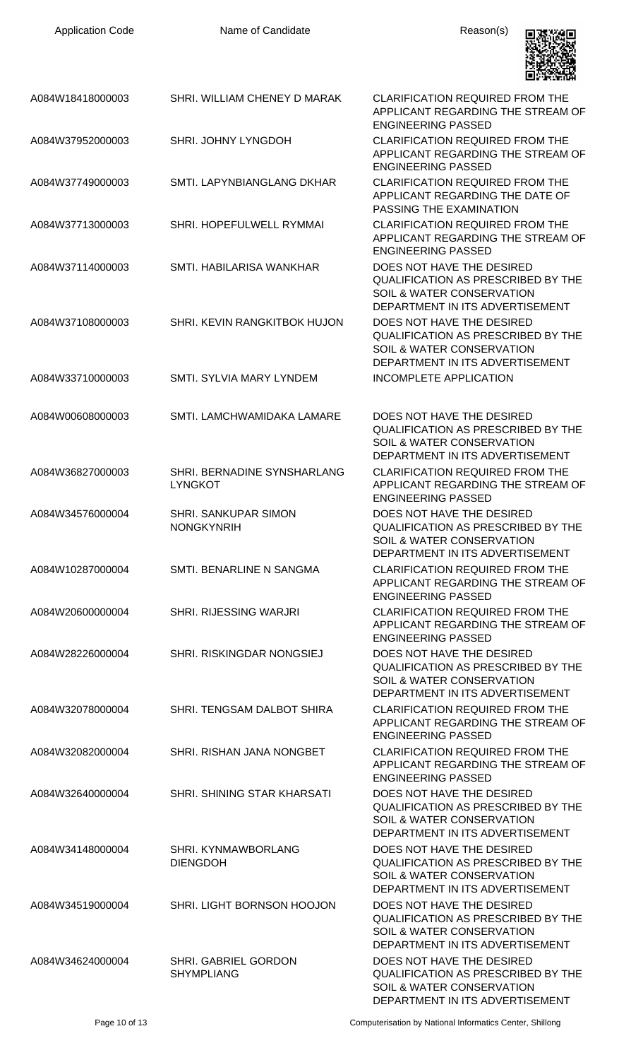| Application Code | Name of Candidate | Reason(s) |
| --- | --- | --- |
| A084W18418000003 | SHRI. WILLIAM CHENEY D MARAK | CLARIFICATION REQUIRED FROM THE APPLICANT REGARDING THE STREAM OF ENGINEERING PASSED |
| A084W37952000003 | SHRI. JOHNY LYNGDOH | CLARIFICATION REQUIRED FROM THE APPLICANT REGARDING THE STREAM OF ENGINEERING PASSED |
| A084W37749000003 | SMTI. LAPYNBIANGLANG DKHAR | CLARIFICATION REQUIRED FROM THE APPLICANT REGARDING THE DATE OF PASSING THE EXAMINATION |
| A084W37713000003 | SHRI. HOPEFULWELL RYMMAI | CLARIFICATION REQUIRED FROM THE APPLICANT REGARDING THE STREAM OF ENGINEERING PASSED |
| A084W37114000003 | SMTI. HABILARISA WANKHAR | DOES NOT HAVE THE DESIRED QUALIFICATION AS PRESCRIBED BY THE SOIL & WATER CONSERVATION DEPARTMENT IN ITS ADVERTISEMENT |
| A084W37108000003 | SHRI. KEVIN RANGKITBOK HUJON | DOES NOT HAVE THE DESIRED QUALIFICATION AS PRESCRIBED BY THE SOIL & WATER CONSERVATION DEPARTMENT IN ITS ADVERTISEMENT |
| A084W33710000003 | SMTI. SYLVIA MARY LYNDEM | INCOMPLETE APPLICATION |
| A084W00608000003 | SMTI. LAMCHWAMIDAKA LAMARE | DOES NOT HAVE THE DESIRED QUALIFICATION AS PRESCRIBED BY THE SOIL & WATER CONSERVATION DEPARTMENT IN ITS ADVERTISEMENT |
| A084W36827000003 | SHRI. BERNADINE SYNSHARLANG LYNGKOT | CLARIFICATION REQUIRED FROM THE APPLICANT REGARDING THE STREAM OF ENGINEERING PASSED |
| A084W34576000004 | SHRI. SANKUPAR SIMON NONGKYNRIH | DOES NOT HAVE THE DESIRED QUALIFICATION AS PRESCRIBED BY THE SOIL & WATER CONSERVATION DEPARTMENT IN ITS ADVERTISEMENT |
| A084W10287000004 | SMTI. BENARLINE N SANGMA | CLARIFICATION REQUIRED FROM THE APPLICANT REGARDING THE STREAM OF ENGINEERING PASSED |
| A084W20600000004 | SHRI. RIJESSING WARJRI | CLARIFICATION REQUIRED FROM THE APPLICANT REGARDING THE STREAM OF ENGINEERING PASSED |
| A084W28226000004 | SHRI. RISKINGDAR NONGSIEJ | DOES NOT HAVE THE DESIRED QUALIFICATION AS PRESCRIBED BY THE SOIL & WATER CONSERVATION DEPARTMENT IN ITS ADVERTISEMENT |
| A084W32078000004 | SHRI. TENGSAM DALBOT SHIRA | CLARIFICATION REQUIRED FROM THE APPLICANT REGARDING THE STREAM OF ENGINEERING PASSED |
| A084W32082000004 | SHRI. RISHAN JANA NONGBET | CLARIFICATION REQUIRED FROM THE APPLICANT REGARDING THE STREAM OF ENGINEERING PASSED |
| A084W32640000004 | SHRI. SHINING STAR KHARSATI | DOES NOT HAVE THE DESIRED QUALIFICATION AS PRESCRIBED BY THE SOIL & WATER CONSERVATION DEPARTMENT IN ITS ADVERTISEMENT |
| A084W34148000004 | SHRI. KYNMAWBORLANG DIENGDOH | DOES NOT HAVE THE DESIRED QUALIFICATION AS PRESCRIBED BY THE SOIL & WATER CONSERVATION DEPARTMENT IN ITS ADVERTISEMENT |
| A084W34519000004 | SHRI. LIGHT BORNSON HOOJON | DOES NOT HAVE THE DESIRED QUALIFICATION AS PRESCRIBED BY THE SOIL & WATER CONSERVATION DEPARTMENT IN ITS ADVERTISEMENT |
| A084W34624000004 | SHRI. GABRIEL GORDON SHYMPLIANG | DOES NOT HAVE THE DESIRED QUALIFICATION AS PRESCRIBED BY THE SOIL & WATER CONSERVATION DEPARTMENT IN ITS ADVERTISEMENT |

Computerisation by National Informatics Center, Shillong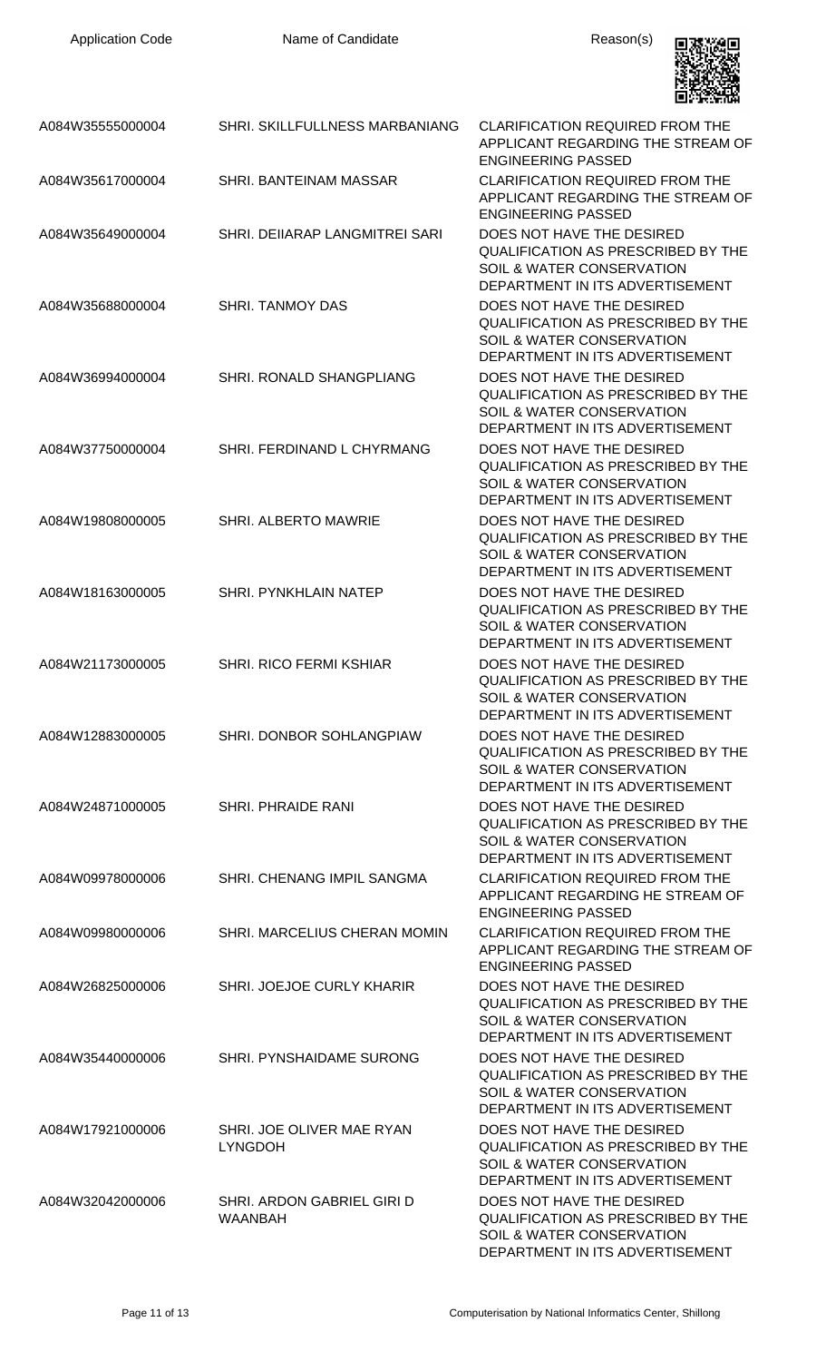| Application Code | Name of Candidate | Reason(s) |
| --- | --- | --- |
| A084W35555000004 | SHRI. SKILLFULLNESS MARBANIANG | CLARIFICATION REQUIRED FROM THE APPLICANT REGARDING THE STREAM OF ENGINEERING PASSED |
| A084W35617000004 | SHRI. BANTEINAM MASSAR | CLARIFICATION REQUIRED FROM THE APPLICANT REGARDING THE STREAM OF ENGINEERING PASSED |
| A084W35649000004 | SHRI. DEIIARAP LANGMITREI SARI | DOES NOT HAVE THE DESIRED QUALIFICATION AS PRESCRIBED BY THE SOIL & WATER CONSERVATION DEPARTMENT IN ITS ADVERTISEMENT |
| A084W35688000004 | SHRI. TANMOY DAS | DOES NOT HAVE THE DESIRED QUALIFICATION AS PRESCRIBED BY THE SOIL & WATER CONSERVATION DEPARTMENT IN ITS ADVERTISEMENT |
| A084W36994000004 | SHRI. RONALD SHANGPLIANG | DOES NOT HAVE THE DESIRED QUALIFICATION AS PRESCRIBED BY THE SOIL & WATER CONSERVATION DEPARTMENT IN ITS ADVERTISEMENT |
| A084W37750000004 | SHRI. FERDINAND L CHYRMANG | DOES NOT HAVE THE DESIRED QUALIFICATION AS PRESCRIBED BY THE SOIL & WATER CONSERVATION DEPARTMENT IN ITS ADVERTISEMENT |
| A084W19808000005 | SHRI. ALBERTO MAWRIE | DOES NOT HAVE THE DESIRED QUALIFICATION AS PRESCRIBED BY THE SOIL & WATER CONSERVATION DEPARTMENT IN ITS ADVERTISEMENT |
| A084W18163000005 | SHRI. PYNKHLAIN NATEP | DOES NOT HAVE THE DESIRED QUALIFICATION AS PRESCRIBED BY THE SOIL & WATER CONSERVATION DEPARTMENT IN ITS ADVERTISEMENT |
| A084W21173000005 | SHRI. RICO FERMI KSHIAR | DOES NOT HAVE THE DESIRED QUALIFICATION AS PRESCRIBED BY THE SOIL & WATER CONSERVATION DEPARTMENT IN ITS ADVERTISEMENT |
| A084W12883000005 | SHRI. DONBOR SOHLANGPIAW | DOES NOT HAVE THE DESIRED QUALIFICATION AS PRESCRIBED BY THE SOIL & WATER CONSERVATION DEPARTMENT IN ITS ADVERTISEMENT |
| A084W24871000005 | SHRI. PHRAIDE RANI | DOES NOT HAVE THE DESIRED QUALIFICATION AS PRESCRIBED BY THE SOIL & WATER CONSERVATION DEPARTMENT IN ITS ADVERTISEMENT |
| A084W09978000006 | SHRI. CHENANG IMPIL SANGMA | CLARIFICATION REQUIRED FROM THE APPLICANT REGARDING HE STREAM OF ENGINEERING PASSED |
| A084W09980000006 | SHRI. MARCELIUS CHERAN MOMIN | CLARIFICATION REQUIRED FROM THE APPLICANT REGARDING THE STREAM OF ENGINEERING PASSED |
| A084W26825000006 | SHRI. JOEJOE CURLY KHARIR | DOES NOT HAVE THE DESIRED QUALIFICATION AS PRESCRIBED BY THE SOIL & WATER CONSERVATION DEPARTMENT IN ITS ADVERTISEMENT |
| A084W35440000006 | SHRI. PYNSHAIDAME SURONG | DOES NOT HAVE THE DESIRED QUALIFICATION AS PRESCRIBED BY THE SOIL & WATER CONSERVATION DEPARTMENT IN ITS ADVERTISEMENT |
| A084W17921000006 | SHRI. JOE OLIVER MAE RYAN LYNGDOH | DOES NOT HAVE THE DESIRED QUALIFICATION AS PRESCRIBED BY THE SOIL & WATER CONSERVATION DEPARTMENT IN ITS ADVERTISEMENT |
| A084W32042000006 | SHRI. ARDON GABRIEL GIRI D WAANBAH | DOES NOT HAVE THE DESIRED QUALIFICATION AS PRESCRIBED BY THE SOIL & WATER CONSERVATION DEPARTMENT IN ITS ADVERTISEMENT |

Computerisation by National Informatics Center, Shillong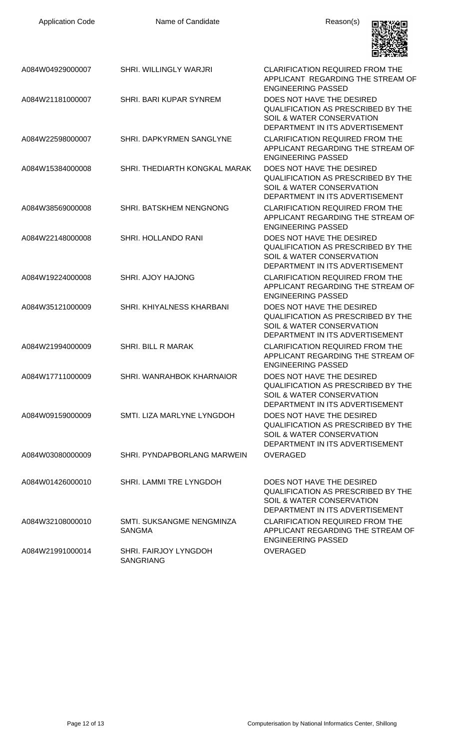| Application Code | Name of Candidate | Reason(s) |
|---|---|---|
| A084W04929000007 | SHRI. WILLINGLY WARJRI | CLARIFICATION REQUIRED FROM THE APPLICANT REGARDING THE STREAM OF ENGINEERING PASSED |
| A084W21181000007 | SHRI. BARI KUPAR SYNREM | DOES NOT HAVE THE DESIRED QUALIFICATION AS PRESCRIBED BY THE SOIL & WATER CONSERVATION DEPARTMENT IN ITS ADVERTISEMENT |
| A084W22598000007 | SHRI. DAPKYRMEN SANGLYNE | CLARIFICATION REQUIRED FROM THE APPLICANT REGARDING THE STREAM OF ENGINEERING PASSED |
| A084W15384000008 | SHRI. THEDIARTH KONGKAL MARAK | DOES NOT HAVE THE DESIRED QUALIFICATION AS PRESCRIBED BY THE SOIL & WATER CONSERVATION DEPARTMENT IN ITS ADVERTISEMENT |
| A084W38569000008 | SHRI. BATSKHEM NENGNONG | CLARIFICATION REQUIRED FROM THE APPLICANT REGARDING THE STREAM OF ENGINEERING PASSED |
| A084W22148000008 | SHRI. HOLLANDO RANI | DOES NOT HAVE THE DESIRED QUALIFICATION AS PRESCRIBED BY THE SOIL & WATER CONSERVATION DEPARTMENT IN ITS ADVERTISEMENT |
| A084W19224000008 | SHRI. AJOY HAJONG | CLARIFICATION REQUIRED FROM THE APPLICANT REGARDING THE STREAM OF ENGINEERING PASSED |
| A084W35121000009 | SHRI. KHIYALNESS KHARBANI | DOES NOT HAVE THE DESIRED QUALIFICATION AS PRESCRIBED BY THE SOIL & WATER CONSERVATION DEPARTMENT IN ITS ADVERTISEMENT |
| A084W21994000009 | SHRI. BILL R MARAK | CLARIFICATION REQUIRED FROM THE APPLICANT REGARDING THE STREAM OF ENGINEERING PASSED |
| A084W17711000009 | SHRI. WANRAHBOK KHARNAIOR | DOES NOT HAVE THE DESIRED QUALIFICATION AS PRESCRIBED BY THE SOIL & WATER CONSERVATION DEPARTMENT IN ITS ADVERTISEMENT |
| A084W09159000009 | SMTI. LIZA MARLYNE LYNGDOH | DOES NOT HAVE THE DESIRED QUALIFICATION AS PRESCRIBED BY THE SOIL & WATER CONSERVATION DEPARTMENT IN ITS ADVERTISEMENT |
| A084W03080000009 | SHRI. PYNDAPBORLANG MARWEIN | OVERAGED |
| A084W01426000010 | SHRI. LAMMI TRE LYNGDOH | DOES NOT HAVE THE DESIRED QUALIFICATION AS PRESCRIBED BY THE SOIL & WATER CONSERVATION DEPARTMENT IN ITS ADVERTISEMENT |
| A084W32108000010 | SMTI. SUKSANGME NENGMINZA SANGMA | CLARIFICATION REQUIRED FROM THE APPLICANT REGARDING THE STREAM OF ENGINEERING PASSED |
| A084W21991000014 | SHRI. FAIRJOY LYNGDOH SANGRIANG | OVERAGED |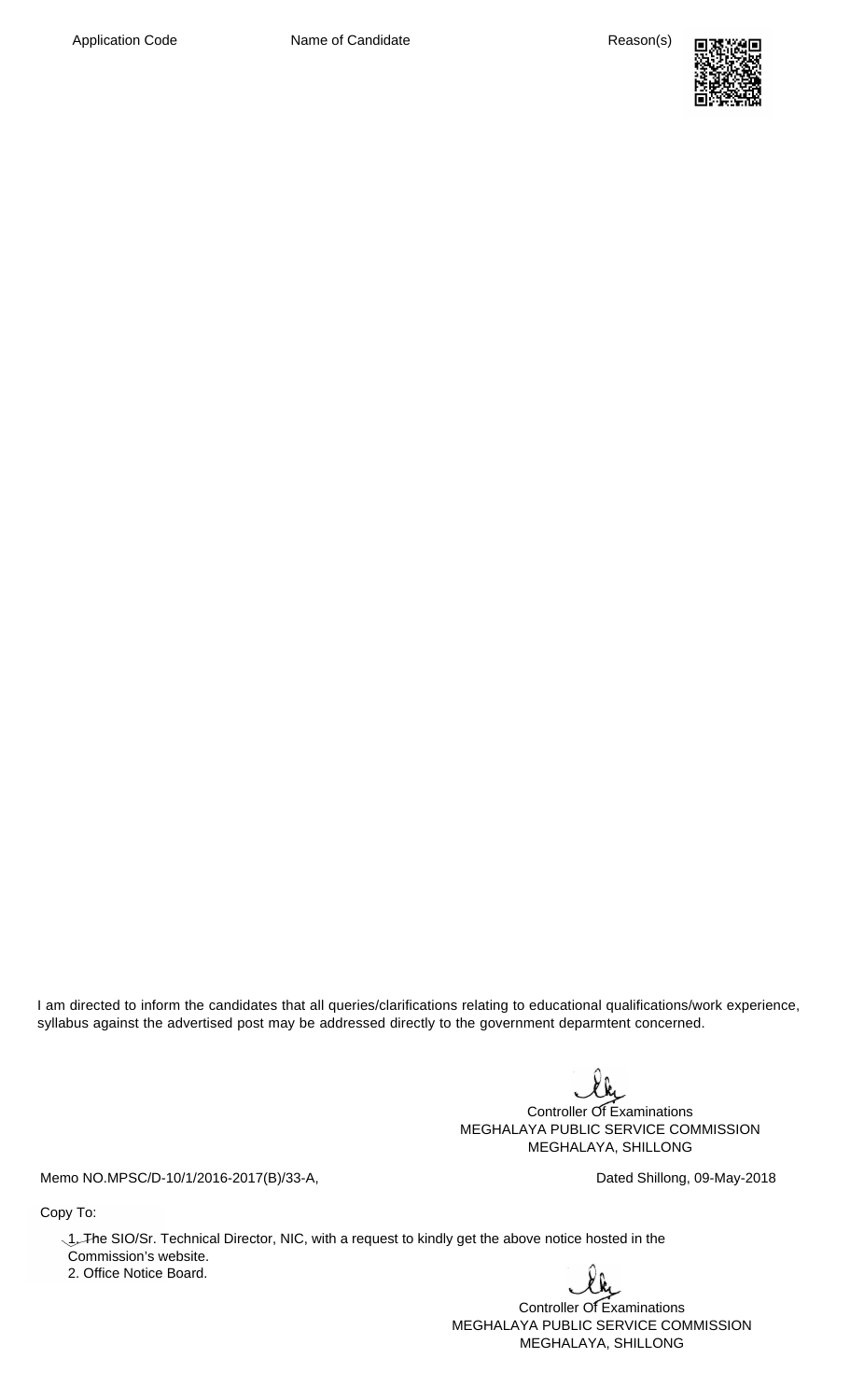| Application Code | Name of Candidate | Reason(s) |
| --- | --- | --- |

I am directed to inform the candidates that all queries/clarifications relating to educational qualifications/work experience, syllabus against the advertised post may be addressed directly to the government deparmtent concerned.

Controller Of Examinations
MEGHALAYA PUBLIC SERVICE COMMISSION
MEGHALAYA, SHILLONG

Memo NO.MPSC/D-10/1/2016-2017(B)/33-A, Dated Shillong, 09-May-2018

Copy To:

1. The SIO/Sr. Technical Director, NIC, with a request to kindly get the above notice hosted in the Commission's website.
2. Office Notice Board.

Controller Of Examinations
MEGHALAYA PUBLIC SERVICE COMMISSION
MEGHALAYA, SHILLONG